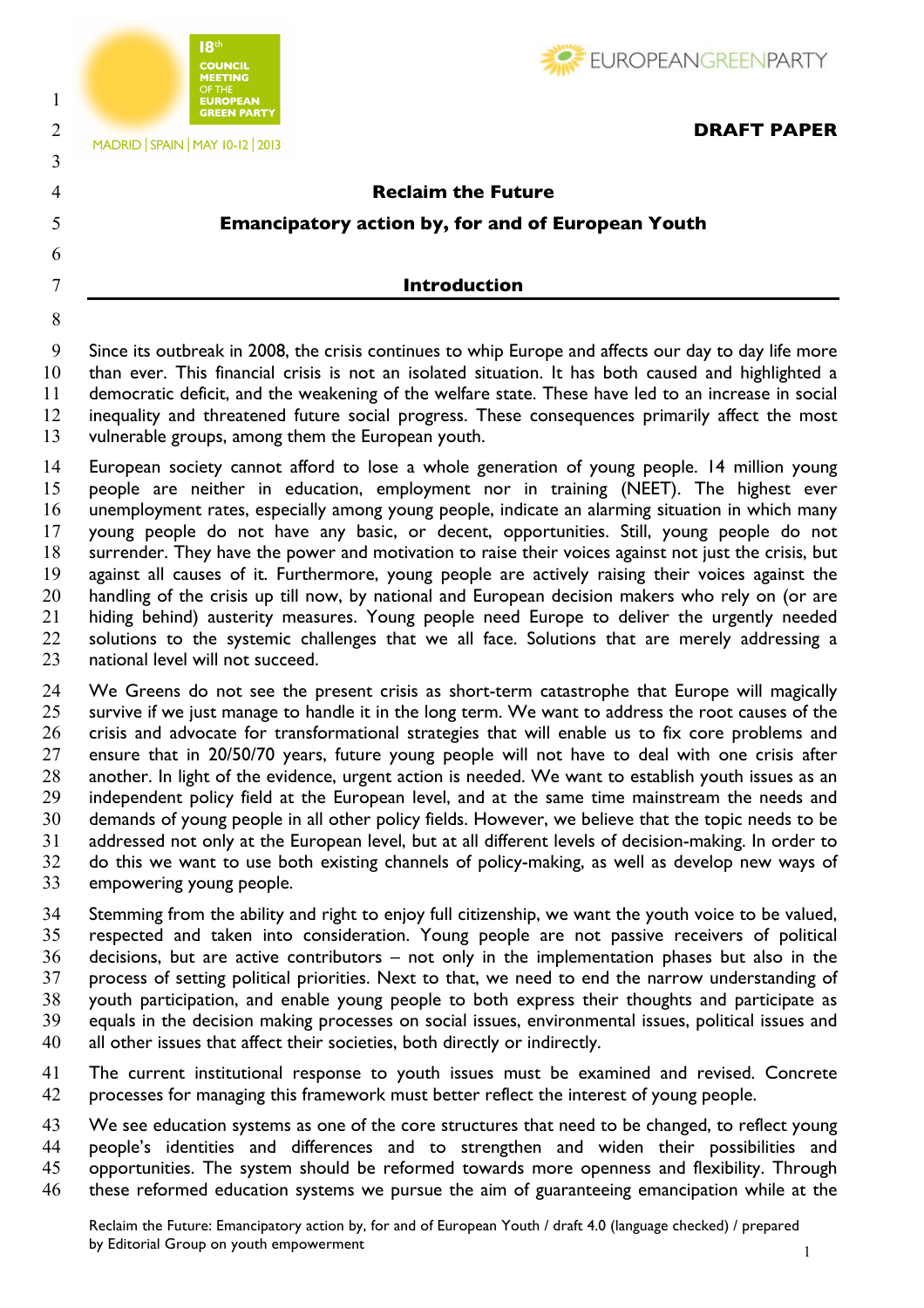18th COUNCIL MEETING OF THE EUROPEAN GREEN PARTY

MADRID | SPAIN | MAY 10-12 | 2013

EUROPEANGREENPARTY

**DRAFT PAPER**

# Reclaim the Future

## Emancipatory action by, for and of European Youth

## Introduction

Since its outbreak in 2008, the crisis continues to whip Europe and affects our day to day life more than ever. This financial crisis is not an isolated situation. It has both caused and highlighted a democratic deficit, and the weakening of the welfare state. These have led to an increase in social inequality and threatened future social progress. These consequences primarily affect the most vulnerable groups, among them the European youth.

European society cannot afford to lose a whole generation of young people. 14 million young people are neither in education, employment nor in training (NEET). The highest ever unemployment rates, especially among young people, indicate an alarming situation in which many young people do not have any basic, or decent, opportunities. Still, young people do not surrender. They have the power and motivation to raise their voices against not just the crisis, but against all causes of it. Furthermore, young people are actively raising their voices against the handling of the crisis up till now, by national and European decision makers who rely on (or are hiding behind) austerity measures. Young people need Europe to deliver the urgently needed solutions to the systemic challenges that we all face. Solutions that are merely addressing a national level will not succeed.

We Greens do not see the present crisis as short-term catastrophe that Europe will magically survive if we just manage to handle it in the long term. We want to address the root causes of the crisis and advocate for transformational strategies that will enable us to fix core problems and ensure that in 20/50/70 years, future young people will not have to deal with one crisis after another. In light of the evidence, urgent action is needed. We want to establish youth issues as an independent policy field at the European level, and at the same time mainstream the needs and demands of young people in all other policy fields. However, we believe that the topic needs to be addressed not only at the European level, but at all different levels of decision-making. In order to do this we want to use both existing channels of policy-making, as well as develop new ways of empowering young people.

Stemming from the ability and right to enjoy full citizenship, we want the youth voice to be valued, respected and taken into consideration. Young people are not passive receivers of political decisions, but are active contributors – not only in the implementation phases but also in the process of setting political priorities. Next to that, we need to end the narrow understanding of youth participation, and enable young people to both express their thoughts and participate as equals in the decision making processes on social issues, environmental issues, political issues and all other issues that affect their societies, both directly or indirectly.

The current institutional response to youth issues must be examined and revised. Concrete processes for managing this framework must better reflect the interest of young people.

We see education systems as one of the core structures that need to be changed, to reflect young people's identities and differences and to strengthen and widen their possibilities and opportunities. The system should be reformed towards more openness and flexibility. Through these reformed education systems we pursue the aim of guaranteeing emancipation while at the

Reclaim the Future: Emancipatory action by, for and of European Youth / draft 4.0 (language checked) / prepared by Editorial Group on youth empowerment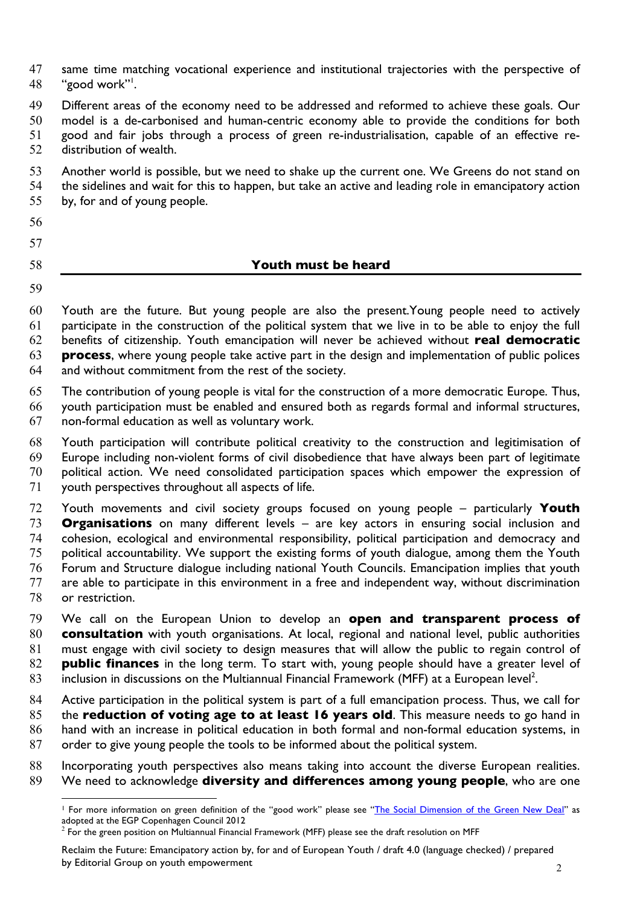same time matching vocational experience and institutional trajectories with the perspective of "good work"[1].

Different areas of the economy need to be addressed and reformed to achieve these goals. Our model is a de-carbonised and human-centric economy able to provide the conditions for both good and fair jobs through a process of green re-industrialisation, capable of an effective re-distribution of wealth.

Another world is possible, but we need to shake up the current one. We Greens do not stand on the sidelines and wait for this to happen, but take an active and leading role in emancipatory action by, for and of young people.

## Youth must be heard

Youth are the future. But young people are also the present.Young people need to actively participate in the construction of the political system that we live in to be able to enjoy the full benefits of citizenship. Youth emancipation will never be achieved without **real democratic process**, where young people take active part in the design and implementation of public polices and without commitment from the rest of the society.

The contribution of young people is vital for the construction of a more democratic Europe. Thus, youth participation must be enabled and ensured both as regards formal and informal structures, non-formal education as well as voluntary work.

Youth participation will contribute political creativity to the construction and legitimisation of Europe including non-violent forms of civil disobedience that have always been part of legitimate political action. We need consolidated participation spaces which empower the expression of youth perspectives throughout all aspects of life.

Youth movements and civil society groups focused on young people – particularly **Youth Organisations** on many different levels – are key actors in ensuring social inclusion and cohesion, ecological and environmental responsibility, political participation and democracy and political accountability. We support the existing forms of youth dialogue, among them the Youth Forum and Structure dialogue including national Youth Councils. Emancipation implies that youth are able to participate in this environment in a free and independent way, without discrimination or restriction.

We call on the European Union to develop an **open and transparent process of consultation** with youth organisations. At local, regional and national level, public authorities must engage with civil society to design measures that will allow the public to regain control of **public finances** in the long term. To start with, young people should have a greater level of inclusion in discussions on the Multiannual Financial Framework (MFF) at a European level[2].

Active participation in the political system is part of a full emancipation process. Thus, we call for the **reduction of voting age to at least 16 years old**. This measure needs to go hand in hand with an increase in political education in both formal and non-formal education systems, in order to give young people the tools to be informed about the political system.

Incorporating youth perspectives also means taking into account the diverse European realities. We need to acknowledge **diversity and differences among young people**, who are one

---

[1] For more information on green definition of the "good work" please see "[The Social Dimension of the Green New Deal]" as adopted at the EGP Copenhagen Council 2012

[2] For the green position on Multiannual Financial Framework (MFF) please see the draft resolution on MFF

Reclaim the Future: Emancipatory action by, for and of European Youth / draft 4.0 (language checked) / prepared by Editorial Group on youth empowerment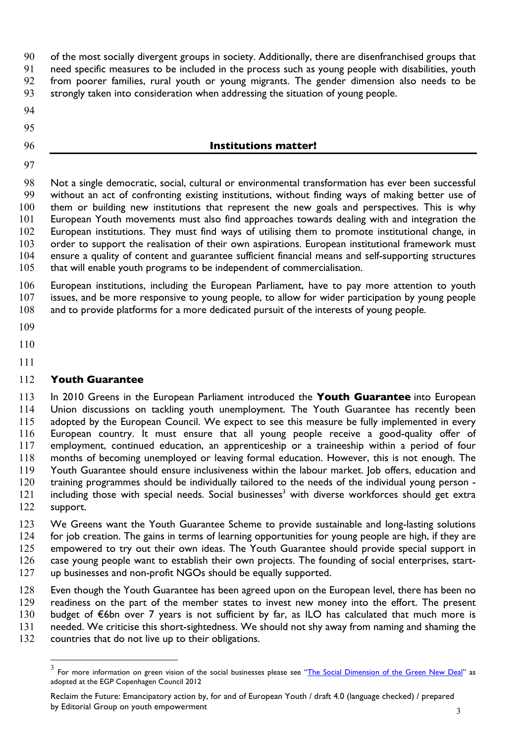of the most socially divergent groups in society. Additionally, there are disenfranchised groups that need specific measures to be included in the process such as young people with disabilities, youth from poorer families, rural youth or young migrants. The gender dimension also needs to be strongly taken into consideration when addressing the situation of young people.

## Institutions matter!

Not a single democratic, social, cultural or environmental transformation has ever been successful without an act of confronting existing institutions, without finding ways of making better use of them or building new institutions that represent the new goals and perspectives. This is why European Youth movements must also find approaches towards dealing with and integration the European institutions. They must find ways of utilising them to promote institutional change, in order to support the realisation of their own aspirations. European institutional framework must ensure a quality of content and guarantee sufficient financial means and self-supporting structures that will enable youth programs to be independent of commercialisation.

European institutions, including the European Parliament, have to pay more attention to youth issues, and be more responsive to young people, to allow for wider participation by young people and to provide platforms for a more dedicated pursuit of the interests of young people.

### Youth Guarantee

In 2010 Greens in the European Parliament introduced the **Youth Guarantee** into European Union discussions on tackling youth unemployment. The Youth Guarantee has recently been adopted by the European Council. We expect to see this measure be fully implemented in every European country. It must ensure that all young people receive a good-quality offer of employment, continued education, an apprenticeship or a traineeship within a period of four months of becoming unemployed or leaving formal education. However, this is not enough. The Youth Guarantee should ensure inclusiveness within the labour market. Job offers, education and training programmes should be individually tailored to the needs of the individual young person - including those with special needs. Social businesses[3] with diverse workforces should get extra support.

We Greens want the Youth Guarantee Scheme to provide sustainable and long-lasting solutions for job creation. The gains in terms of learning opportunities for young people are high, if they are empowered to try out their own ideas. The Youth Guarantee should provide special support in case young people want to establish their own projects. The founding of social enterprises, start-up businesses and non-profit NGOs should be equally supported.

Even though the Youth Guarantee has been agreed upon on the European level, there has been no readiness on the part of the member states to invest new money into the effort. The present budget of €6bn over 7 years is not sufficient by far, as ILO has calculated that much more is needed. We criticise this short-sightedness. We should not shy away from naming and shaming the countries that do not live up to their obligations.

---

[3] For more information on green vision of the social businesses please see "The Social Dimension of the Green New Deal" as adopted at the EGP Copenhagen Council 2012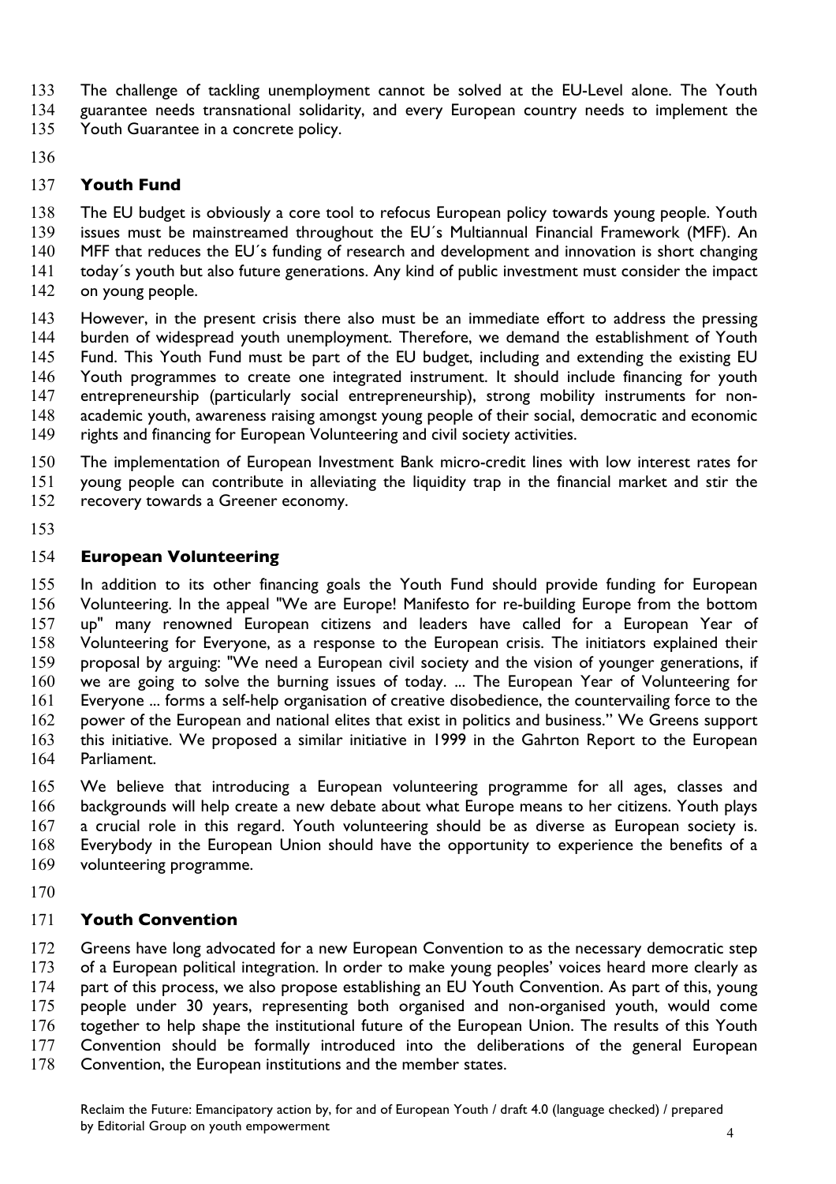The challenge of tackling unemployment cannot be solved at the EU-Level alone. The Youth guarantee needs transnational solidarity, and every European country needs to implement the Youth Guarantee in a concrete policy.

### Youth Fund

The EU budget is obviously a core tool to refocus European policy towards young people. Youth issues must be mainstreamed throughout the EU´s Multiannual Financial Framework (MFF). An MFF that reduces the EU´s funding of research and development and innovation is short changing today´s youth but also future generations. Any kind of public investment must consider the impact on young people.

However, in the present crisis there also must be an immediate effort to address the pressing burden of widespread youth unemployment. Therefore, we demand the establishment of Youth Fund. This Youth Fund must be part of the EU budget, including and extending the existing EU Youth programmes to create one integrated instrument. It should include financing for youth entrepreneurship (particularly social entrepreneurship), strong mobility instruments for non-academic youth, awareness raising amongst young people of their social, democratic and economic rights and financing for European Volunteering and civil society activities.

The implementation of European Investment Bank micro-credit lines with low interest rates for young people can contribute in alleviating the liquidity trap in the financial market and stir the recovery towards a Greener economy.

### European Volunteering

In addition to its other financing goals the Youth Fund should provide funding for European Volunteering. In the appeal "We are Europe! Manifesto for re-building Europe from the bottom up" many renowned European citizens and leaders have called for a European Year of Volunteering for Everyone, as a response to the European crisis. The initiators explained their proposal by arguing: "We need a European civil society and the vision of younger generations, if we are going to solve the burning issues of today. ... The European Year of Volunteering for Everyone ... forms a self-help organisation of creative disobedience, the countervailing force to the power of the European and national elites that exist in politics and business." We Greens support this initiative. We proposed a similar initiative in 1999 in the Gahrton Report to the European Parliament.

We believe that introducing a European volunteering programme for all ages, classes and backgrounds will help create a new debate about what Europe means to her citizens. Youth plays a crucial role in this regard. Youth volunteering should be as diverse as European society is. Everybody in the European Union should have the opportunity to experience the benefits of a volunteering programme.

### Youth Convention

Greens have long advocated for a new European Convention to as the necessary democratic step of a European political integration. In order to make young peoples' voices heard more clearly as part of this process, we also propose establishing an EU Youth Convention. As part of this, young people under 30 years, representing both organised and non-organised youth, would come together to help shape the institutional future of the European Union. The results of this Youth Convention should be formally introduced into the deliberations of the general European Convention, the European institutions and the member states.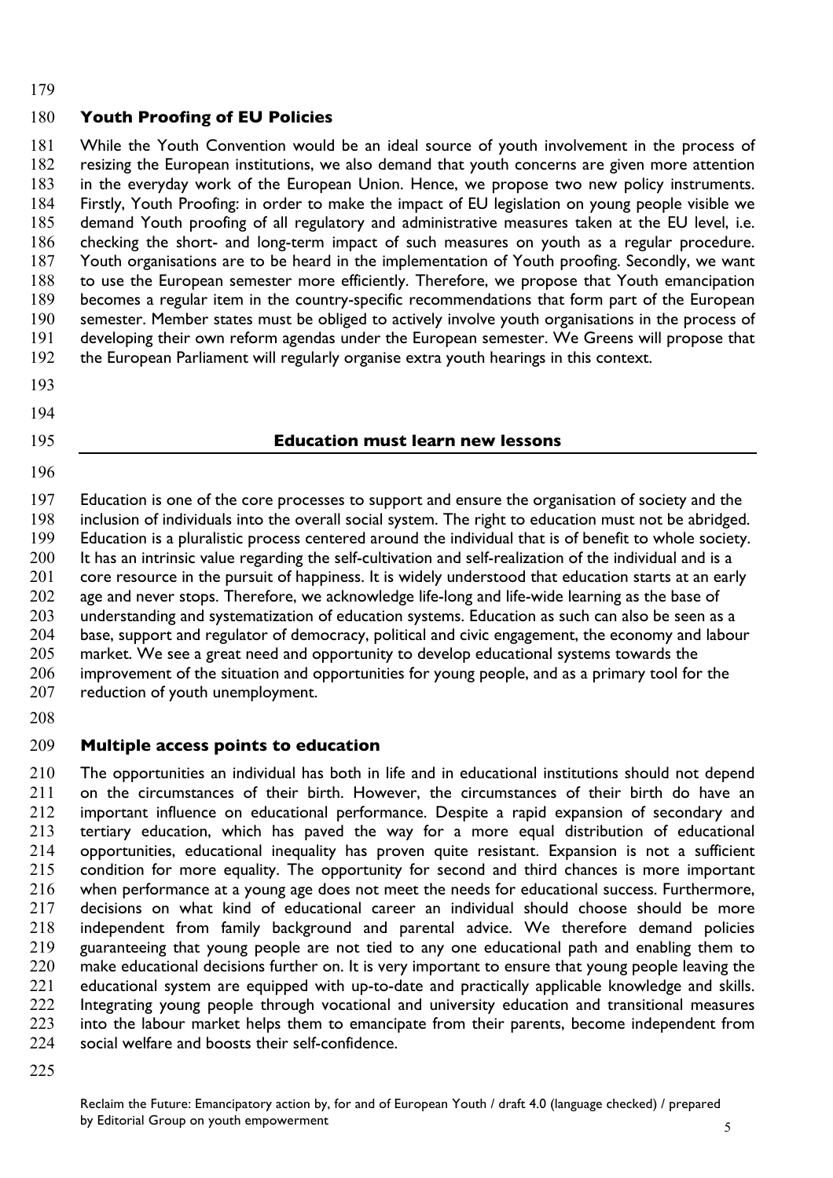### Youth Proofing of EU Policies

While the Youth Convention would be an ideal source of youth involvement in the process of resizing the European institutions, we also demand that youth concerns are given more attention in the everyday work of the European Union. Hence, we propose two new policy instruments. Firstly, Youth Proofing: in order to make the impact of EU legislation on young people visible we demand Youth proofing of all regulatory and administrative measures taken at the EU level, i.e. checking the short- and long-term impact of such measures on youth as a regular procedure. Youth organisations are to be heard in the implementation of Youth proofing. Secondly, we want to use the European semester more efficiently. Therefore, we propose that Youth emancipation becomes a regular item in the country-specific recommendations that form part of the European semester. Member states must be obliged to actively involve youth organisations in the process of developing their own reform agendas under the European semester. We Greens will propose that the European Parliament will regularly organise extra youth hearings in this context.

## Education must learn new lessons

Education is one of the core processes to support and ensure the organisation of society and the inclusion of individuals into the overall social system. The right to education must not be abridged. Education is a pluralistic process centered around the individual that is of benefit to whole society. It has an intrinsic value regarding the self-cultivation and self-realization of the individual and is a core resource in the pursuit of happiness. It is widely understood that education starts at an early age and never stops. Therefore, we acknowledge life-long and life-wide learning as the base of understanding and systematization of education systems. Education as such can also be seen as a base, support and regulator of democracy, political and civic engagement, the economy and labour market. We see a great need and opportunity to develop educational systems towards the improvement of the situation and opportunities for young people, and as a primary tool for the reduction of youth unemployment.

### Multiple access points to education

The opportunities an individual has both in life and in educational institutions should not depend on the circumstances of their birth. However, the circumstances of their birth do have an important influence on educational performance. Despite a rapid expansion of secondary and tertiary education, which has paved the way for a more equal distribution of educational opportunities, educational inequality has proven quite resistant. Expansion is not a sufficient condition for more equality. The opportunity for second and third chances is more important when performance at a young age does not meet the needs for educational success. Furthermore, decisions on what kind of educational career an individual should choose should be more independent from family background and parental advice. We therefore demand policies guaranteeing that young people are not tied to any one educational path and enabling them to make educational decisions further on. It is very important to ensure that young people leaving the educational system are equipped with up-to-date and practically applicable knowledge and skills. Integrating young people through vocational and university education and transitional measures into the labour market helps them to emancipate from their parents, become independent from social welfare and boosts their self-confidence.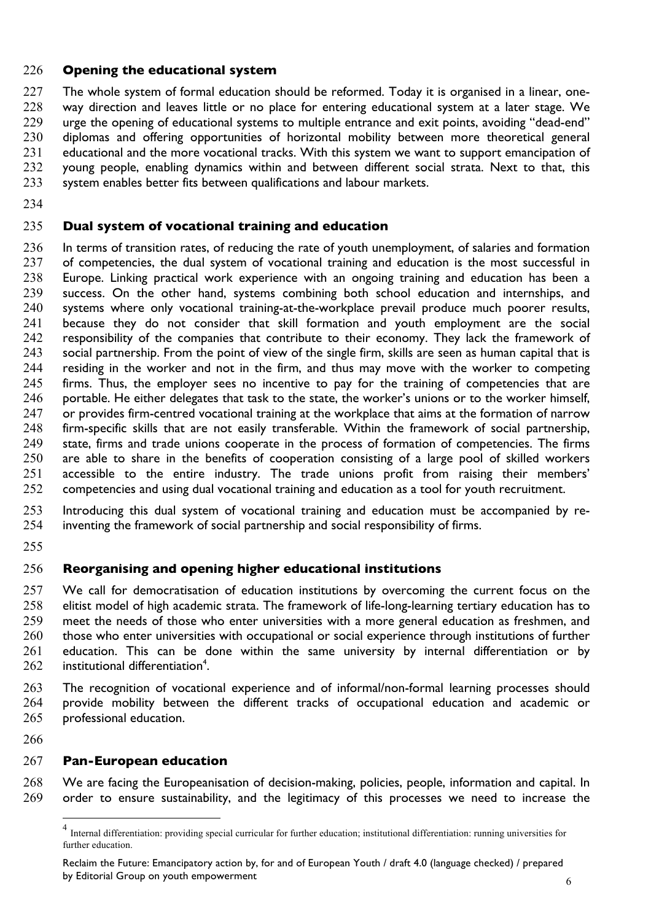## Opening the educational system

The whole system of formal education should be reformed. Today it is organised in a linear, one-way direction and leaves little or no place for entering educational system at a later stage. We urge the opening of educational systems to multiple entrance and exit points, avoiding "dead-end" diplomas and offering opportunities of horizontal mobility between more theoretical general educational and the more vocational tracks. With this system we want to support emancipation of young people, enabling dynamics within and between different social strata. Next to that, this system enables better fits between qualifications and labour markets.

## Dual system of vocational training and education

In terms of transition rates, of reducing the rate of youth unemployment, of salaries and formation of competencies, the dual system of vocational training and education is the most successful in Europe. Linking practical work experience with an ongoing training and education has been a success. On the other hand, systems combining both school education and internships, and systems where only vocational training-at-the-workplace prevail produce much poorer results, because they do not consider that skill formation and youth employment are the social responsibility of the companies that contribute to their economy. They lack the framework of social partnership. From the point of view of the single firm, skills are seen as human capital that is residing in the worker and not in the firm, and thus may move with the worker to competing firms. Thus, the employer sees no incentive to pay for the training of competencies that are portable. He either delegates that task to the state, the worker's unions or to the worker himself, or provides firm-centred vocational training at the workplace that aims at the formation of narrow firm-specific skills that are not easily transferable. Within the framework of social partnership, state, firms and trade unions cooperate in the process of formation of competencies. The firms are able to share in the benefits of cooperation consisting of a large pool of skilled workers accessible to the entire industry. The trade unions profit from raising their members' competencies and using dual vocational training and education as a tool for youth recruitment.

Introducing this dual system of vocational training and education must be accompanied by re-inventing the framework of social partnership and social responsibility of firms.

## Reorganising and opening higher educational institutions

We call for democratisation of education institutions by overcoming the current focus on the elitist model of high academic strata. The framework of life-long-learning tertiary education has to meet the needs of those who enter universities with a more general education as freshmen, and those who enter universities with occupational or social experience through institutions of further education. This can be done within the same university by internal differentiation or by institutional differentiation[4].

The recognition of vocational experience and of informal/non-formal learning processes should provide mobility between the different tracks of occupational education and academic or professional education.

## Pan-European education

We are facing the Europeanisation of decision-making, policies, people, information and capital. In order to ensure sustainability, and the legitimacy of this processes we need to increase the

---

[4] Internal differentiation: providing special curricular for further education; institutional differentiation: running universities for further education.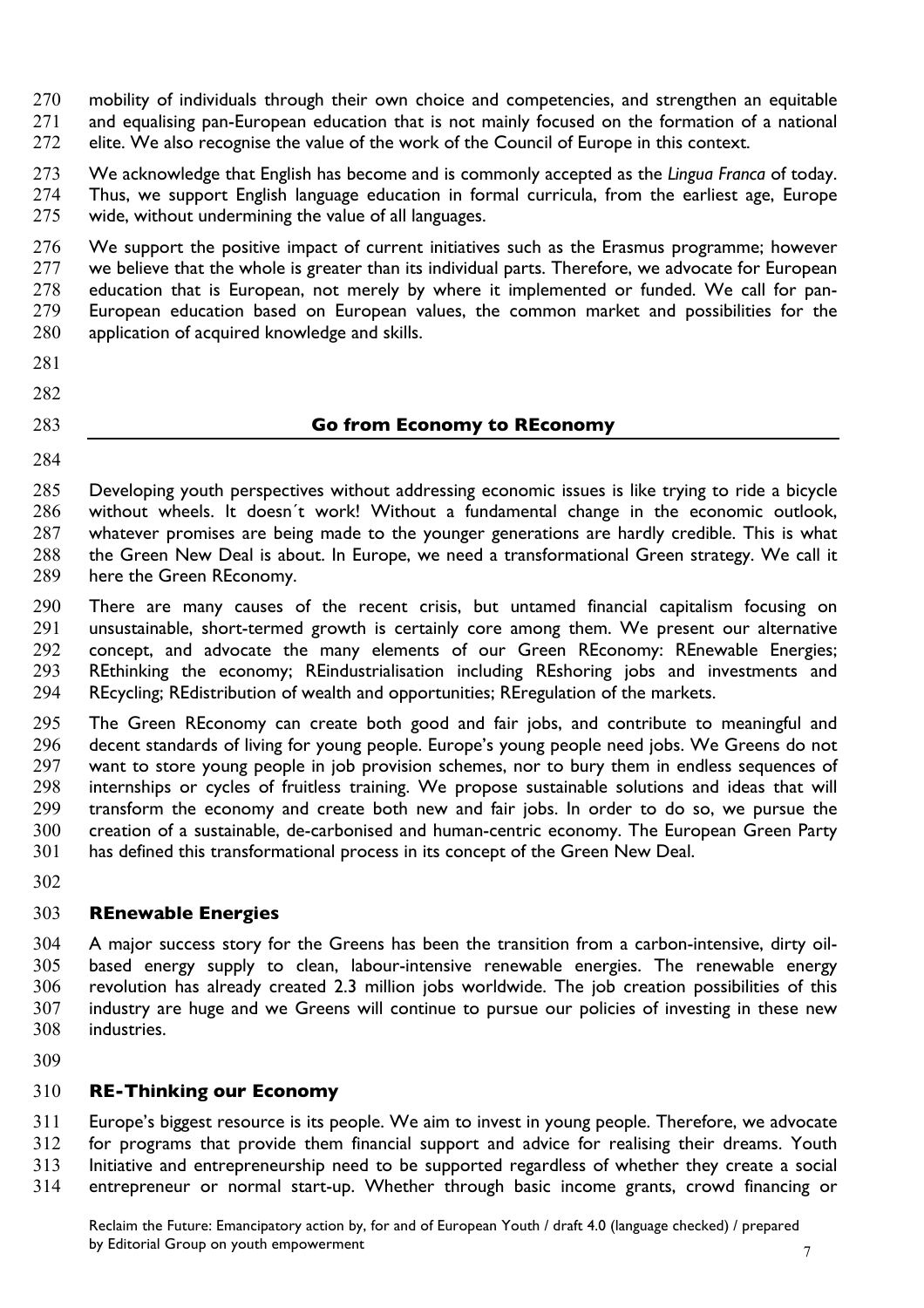mobility of individuals through their own choice and competencies, and strengthen an equitable and equalising pan-European education that is not mainly focused on the formation of a national elite. We also recognise the value of the work of the Council of Europe in this context.

We acknowledge that English has become and is commonly accepted as the *Lingua Franca* of today. Thus, we support English language education in formal curricula, from the earliest age, Europe wide, without undermining the value of all languages.

We support the positive impact of current initiatives such as the Erasmus programme; however we believe that the whole is greater than its individual parts. Therefore, we advocate for European education that is European, not merely by where it implemented or funded. We call for pan-European education based on European values, the common market and possibilities for the application of acquired knowledge and skills.

## Go from Economy to REconomy

Developing youth perspectives without addressing economic issues is like trying to ride a bicycle without wheels. It doesn´t work! Without a fundamental change in the economic outlook, whatever promises are being made to the younger generations are hardly credible. This is what the Green New Deal is about. In Europe, we need a transformational Green strategy. We call it here the Green REconomy.

There are many causes of the recent crisis, but untamed financial capitalism focusing on unsustainable, short-termed growth is certainly core among them. We present our alternative concept, and advocate the many elements of our Green REconomy: REnewable Energies; REthinking the economy; REindustrialisation including REshoring jobs and investments and REcycling; REdistribution of wealth and opportunities; REregulation of the markets.

The Green REconomy can create both good and fair jobs, and contribute to meaningful and decent standards of living for young people. Europe's young people need jobs. We Greens do not want to store young people in job provision schemes, nor to bury them in endless sequences of internships or cycles of fruitless training. We propose sustainable solutions and ideas that will transform the economy and create both new and fair jobs. In order to do so, we pursue the creation of a sustainable, de-carbonised and human-centric economy. The European Green Party has defined this transformational process in its concept of the Green New Deal.

### REnewable Energies

A major success story for the Greens has been the transition from a carbon-intensive, dirty oil-based energy supply to clean, labour-intensive renewable energies. The renewable energy revolution has already created 2.3 million jobs worldwide. The job creation possibilities of this industry are huge and we Greens will continue to pursue our policies of investing in these new industries.

### RE-Thinking our Economy

Europe's biggest resource is its people. We aim to invest in young people. Therefore, we advocate for programs that provide them financial support and advice for realising their dreams. Youth Initiative and entrepreneurship need to be supported regardless of whether they create a social entrepreneur or normal start-up. Whether through basic income grants, crowd financing or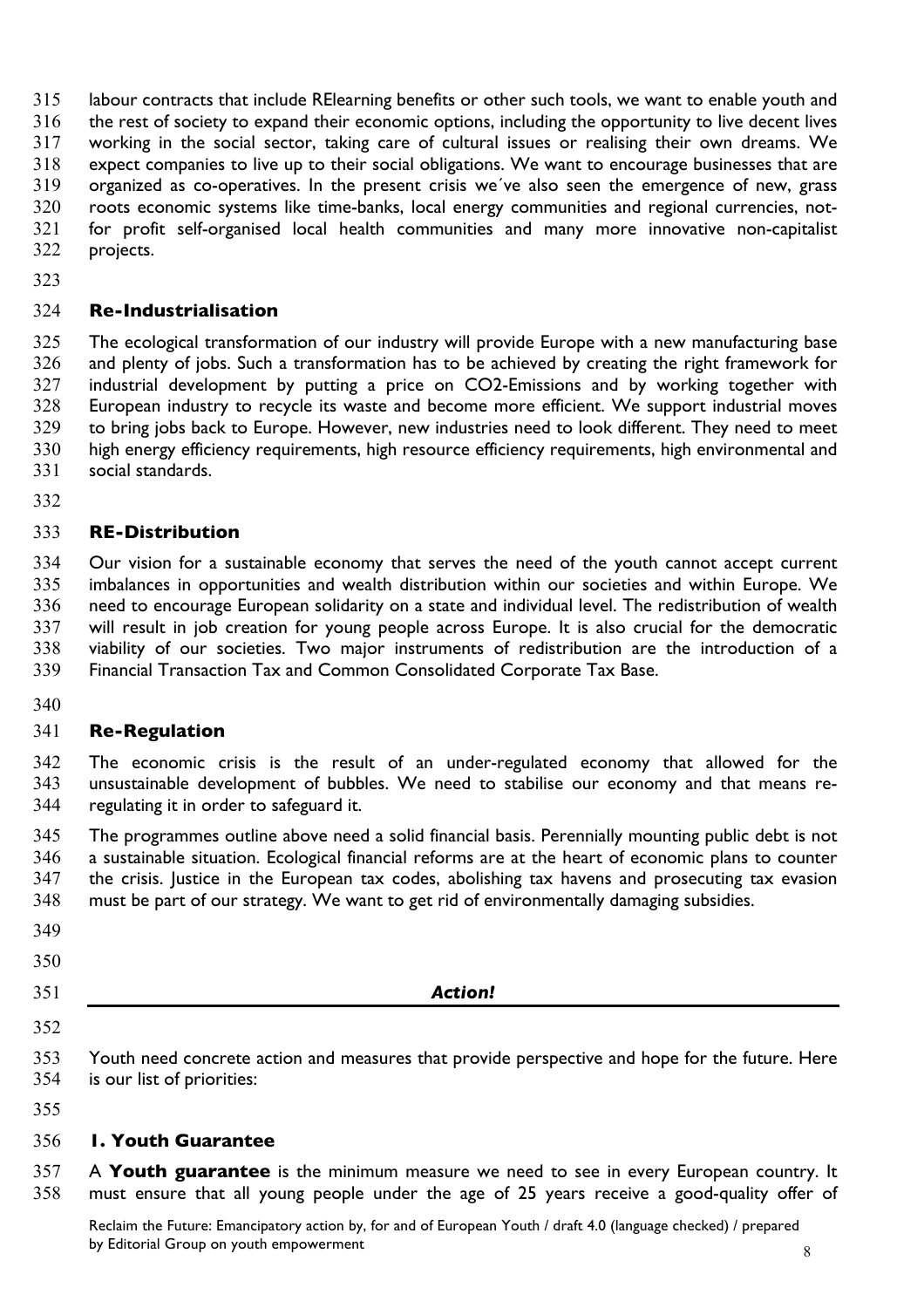labour contracts that include RElearning benefits or other such tools, we want to enable youth and the rest of society to expand their economic options, including the opportunity to live decent lives working in the social sector, taking care of cultural issues or realising their own dreams. We expect companies to live up to their social obligations. We want to encourage businesses that are organized as co-operatives. In the present crisis we´ve also seen the emergence of new, grass roots economic systems like time-banks, local energy communities and regional currencies, not-for profit self-organised local health communities and many more innovative non-capitalist projects.

### Re-Industrialisation

The ecological transformation of our industry will provide Europe with a new manufacturing base and plenty of jobs. Such a transformation has to be achieved by creating the right framework for industrial development by putting a price on CO2-Emissions and by working together with European industry to recycle its waste and become more efficient. We support industrial moves to bring jobs back to Europe. However, new industries need to look different. They need to meet high energy efficiency requirements, high resource efficiency requirements, high environmental and social standards.

### RE-Distribution

Our vision for a sustainable economy that serves the need of the youth cannot accept current imbalances in opportunities and wealth distribution within our societies and within Europe. We need to encourage European solidarity on a state and individual level. The redistribution of wealth will result in job creation for young people across Europe. It is also crucial for the democratic viability of our societies. Two major instruments of redistribution are the introduction of a Financial Transaction Tax and Common Consolidated Corporate Tax Base.

### Re-Regulation

The economic crisis is the result of an under-regulated economy that allowed for the unsustainable development of bubbles. We need to stabilise our economy and that means re-regulating it in order to safeguard it.

The programmes outline above need a solid financial basis. Perennially mounting public debt is not a sustainable situation. Ecological financial reforms are at the heart of economic plans to counter the crisis. Justice in the European tax codes, abolishing tax havens and prosecuting tax evasion must be part of our strategy. We want to get rid of environmentally damaging subsidies.

## *Action!*

Youth need concrete action and measures that provide perspective and hope for the future. Here is our list of priorities:

### 1. Youth Guarantee

A **Youth guarantee** is the minimum measure we need to see in every European country. It must ensure that all young people under the age of 25 years receive a good-quality offer of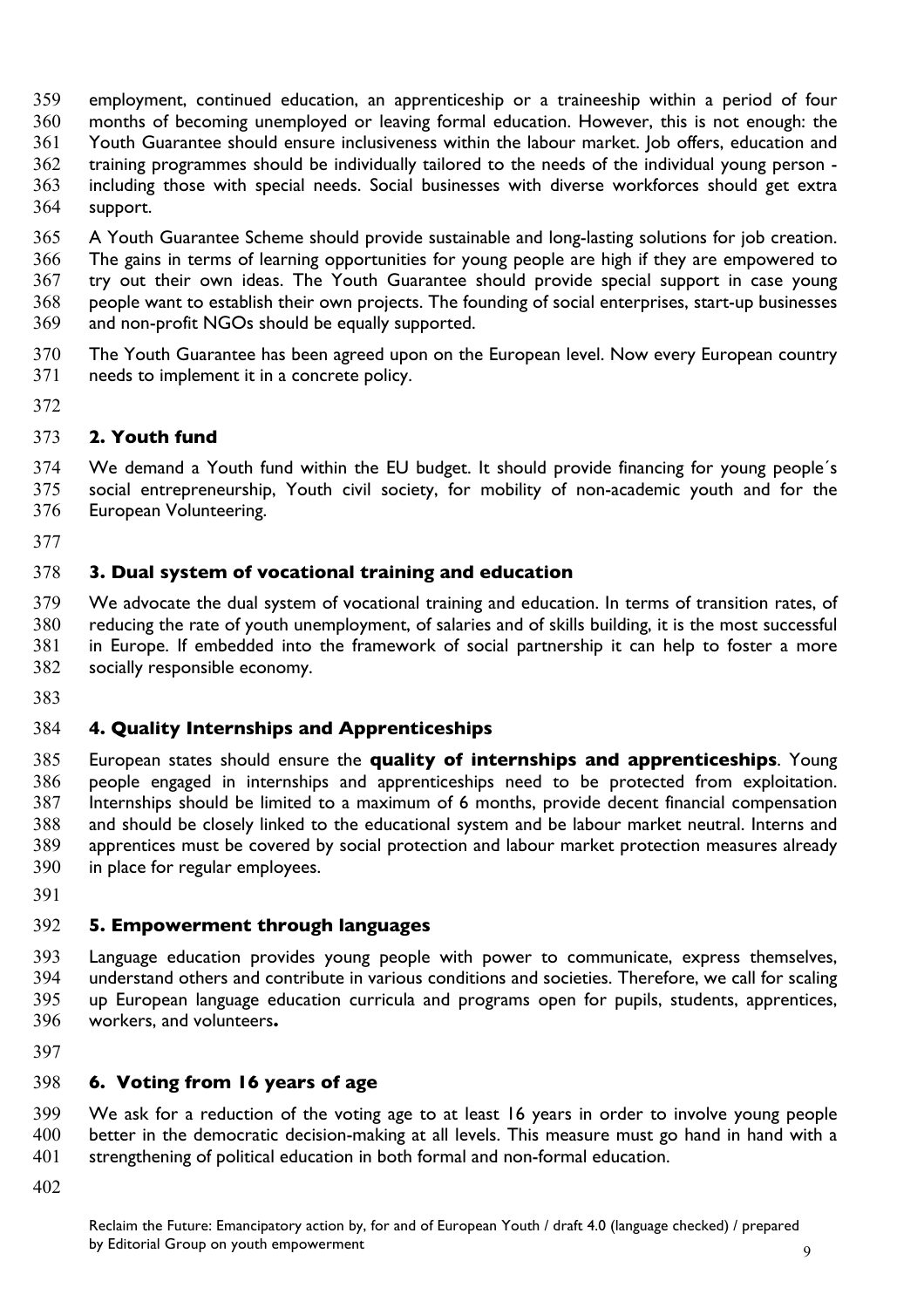employment, continued education, an apprenticeship or a traineeship within a period of four months of becoming unemployed or leaving formal education. However, this is not enough: the Youth Guarantee should ensure inclusiveness within the labour market. Job offers, education and training programmes should be individually tailored to the needs of the individual young person - including those with special needs. Social businesses with diverse workforces should get extra support.

A Youth Guarantee Scheme should provide sustainable and long-lasting solutions for job creation. The gains in terms of learning opportunities for young people are high if they are empowered to try out their own ideas. The Youth Guarantee should provide special support in case young people want to establish their own projects. The founding of social enterprises, start-up businesses and non-profit NGOs should be equally supported.

The Youth Guarantee has been agreed upon on the European level. Now every European country needs to implement it in a concrete policy.

### 2. Youth fund

We demand a Youth fund within the EU budget. It should provide financing for young people´s social entrepreneurship, Youth civil society, for mobility of non-academic youth and for the European Volunteering.

### 3. Dual system of vocational training and education

We advocate the dual system of vocational training and education. In terms of transition rates, of reducing the rate of youth unemployment, of salaries and of skills building, it is the most successful in Europe. If embedded into the framework of social partnership it can help to foster a more socially responsible economy.

### 4. Quality Internships and Apprenticeships

European states should ensure the **quality of internships and apprenticeships**. Young people engaged in internships and apprenticeships need to be protected from exploitation. Internships should be limited to a maximum of 6 months, provide decent financial compensation and should be closely linked to the educational system and be labour market neutral. Interns and apprentices must be covered by social protection and labour market protection measures already in place for regular employees.

### 5. Empowerment through languages

Language education provides young people with power to communicate, express themselves, understand others and contribute in various conditions and societies. Therefore, we call for scaling up European language education curricula and programs open for pupils, students, apprentices, workers, and volunteers**.**

### 6. Voting from 16 years of age

We ask for a reduction of the voting age to at least 16 years in order to involve young people better in the democratic decision-making at all levels. This measure must go hand in hand with a strengthening of political education in both formal and non-formal education.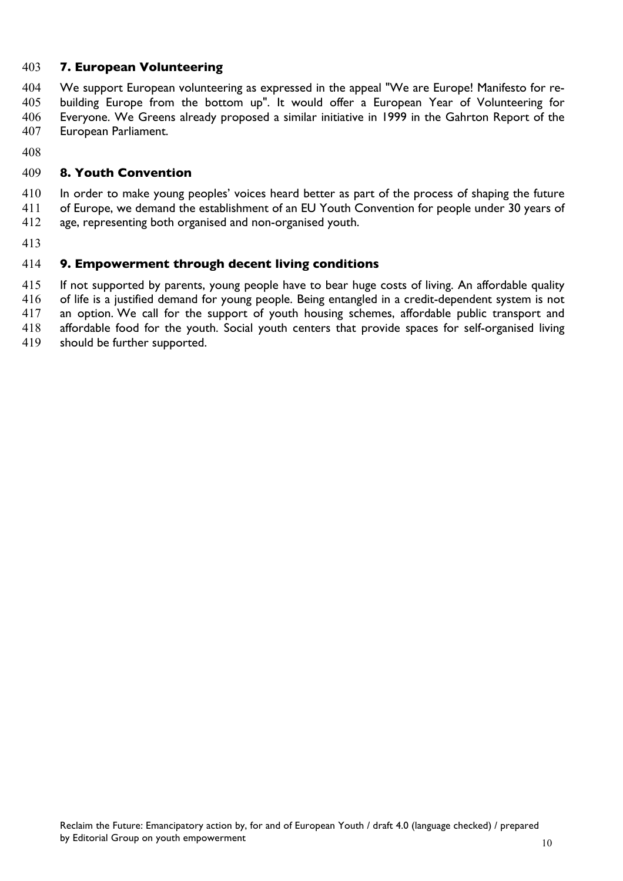## 7. European Volunteering

We support European volunteering as expressed in the appeal "We are Europe! Manifesto for re-building Europe from the bottom up". It would offer a European Year of Volunteering for Everyone. We Greens already proposed a similar initiative in 1999 in the Gahrton Report of the European Parliament.

## 8. Youth Convention

In order to make young peoples' voices heard better as part of the process of shaping the future of Europe, we demand the establishment of an EU Youth Convention for people under 30 years of age, representing both organised and non-organised youth.

## 9. Empowerment through decent living conditions

If not supported by parents, young people have to bear huge costs of living. An affordable quality of life is a justified demand for young people. Being entangled in a credit-dependent system is not an option. We call for the support of youth housing schemes, affordable public transport and affordable food for the youth. Social youth centers that provide spaces for self-organised living should be further supported.